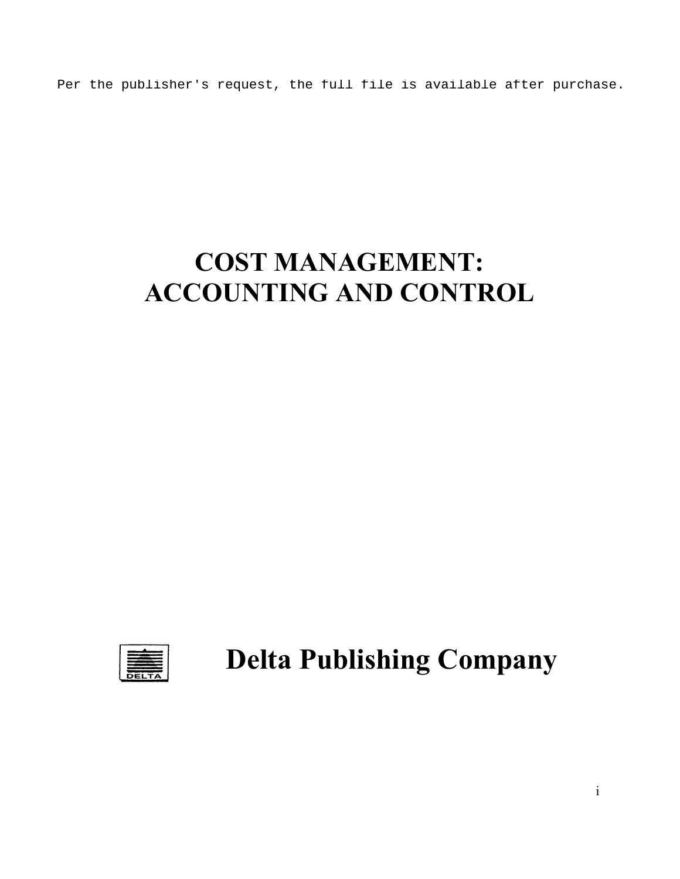Per the publisher's request, the full file is available after purchase.

# COST MANAGEMENT: ACCOUNTING AND CONTROL

**Delta Publishing Company**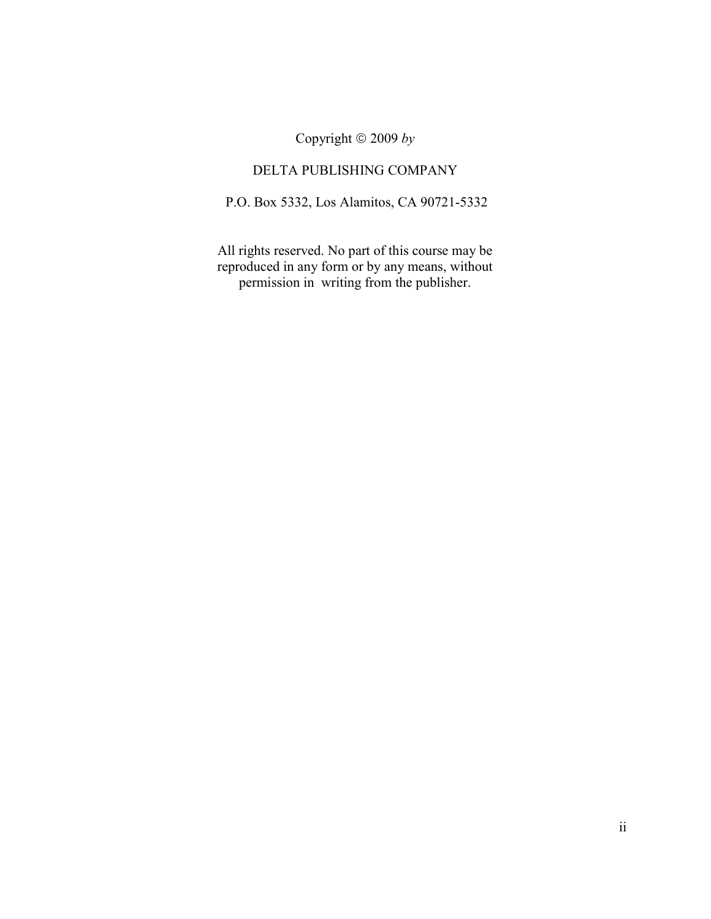Copyright © 2009 *by*

DELTA PUBLISHING COMPANY

P.O. Box 5332, Los Alamitos, CA 90721-5332

All rights reserved. No part of this course may be reproduced in any form or by any means, without permission in writing from the publisher.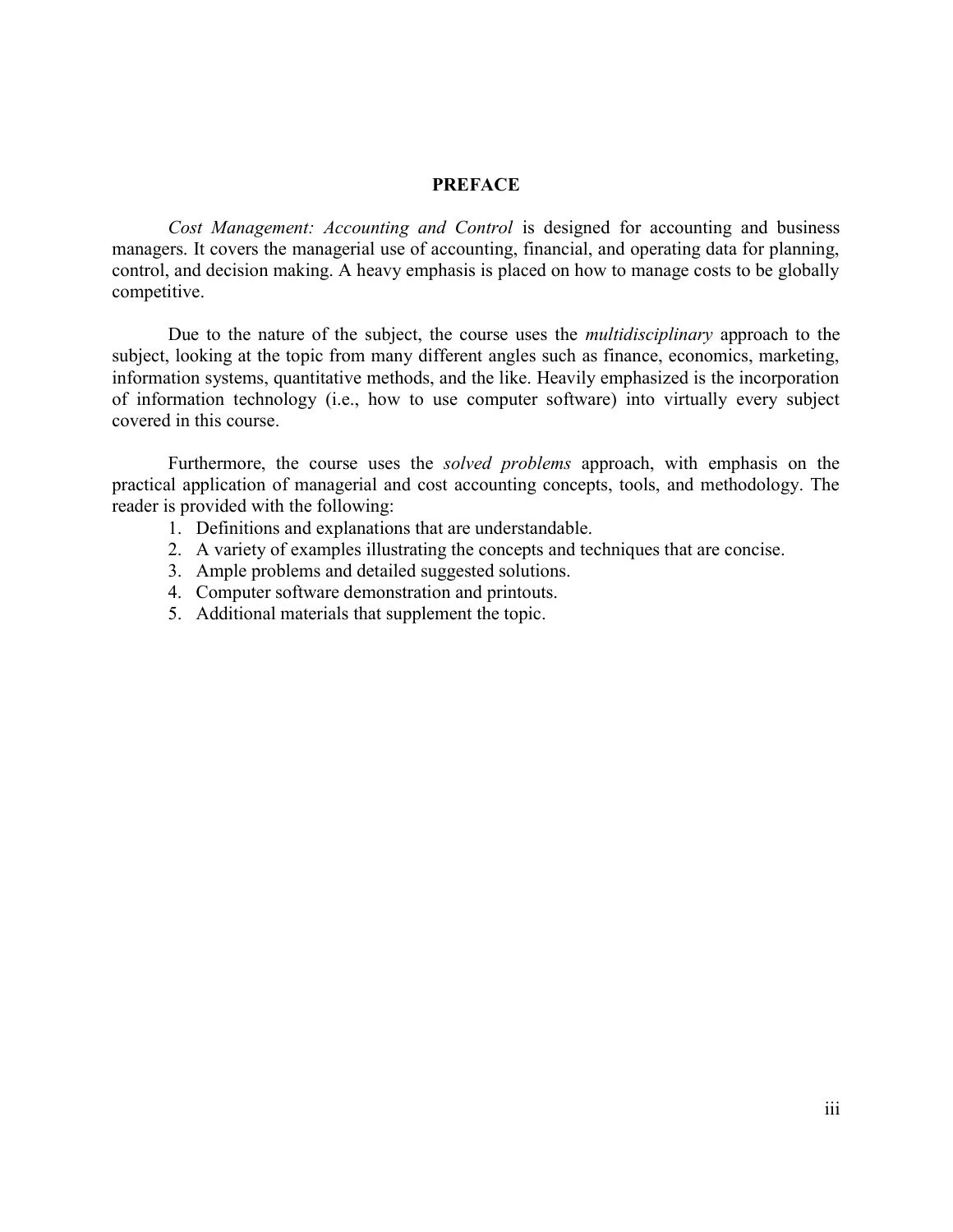# PREFACE

*Cost Management: Accounting and Control* is designed for accounting and business managers. It covers the managerial use of accounting, financial, and operating data for planning, control, and decision making. A heavy emphasis is placed on how to manage costs to be globally competitive.

Due to the nature of the subject, the course uses the *multidisciplinary* approach to the subject, looking at the topic from many different angles such as finance, economics, marketing, information systems, quantitative methods, and the like. Heavily emphasized is the incorporation of information technology (i.e., how to use computer software) into virtually every subject covered in this course.

Furthermore, the course uses the *solved problems* approach, with emphasis on the practical application of managerial and cost accounting concepts, tools, and methodology. The reader is provided with the following:

1. Definitions and explanations that are understandable.
2. A variety of examples illustrating the concepts and techniques that are concise.
3. Ample problems and detailed suggested solutions.
4. Computer software demonstration and printouts.
5. Additional materials that supplement the topic.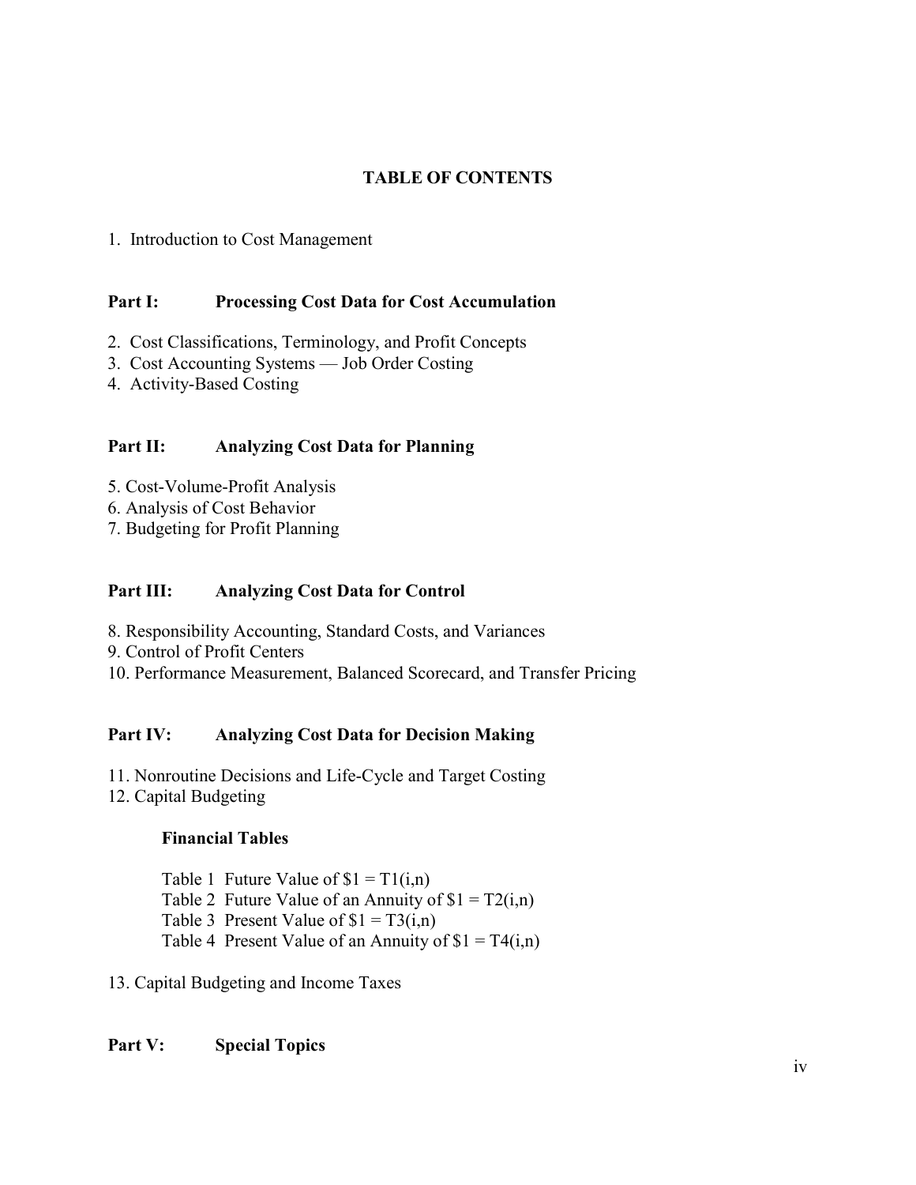# TABLE OF CONTENTS

1. Introduction to Cost Management

## Part I: Processing Cost Data for Cost Accumulation

2. Cost Classifications, Terminology, and Profit Concepts
3. Cost Accounting Systems — Job Order Costing
4. Activity-Based Costing

## Part II: Analyzing Cost Data for Planning

5. Cost-Volume-Profit Analysis
6. Analysis of Cost Behavior
7. Budgeting for Profit Planning

## Part III: Analyzing Cost Data for Control

8. Responsibility Accounting, Standard Costs, and Variances
9. Control of Profit Centers
10. Performance Measurement, Balanced Scorecard, and Transfer Pricing

## Part IV: Analyzing Cost Data for Decision Making

11. Nonroutine Decisions and Life-Cycle and Target Costing
12. Capital Budgeting

### Financial Tables

Table 1 Future Value of $1 = T1(i,n)
Table 2 Future Value of an Annuity of $1 = T2(i,n)
Table 3 Present Value of $1 = T3(i,n)
Table 4 Present Value of an Annuity of $1 = T4(i,n)

13. Capital Budgeting and Income Taxes

## Part V: Special Topics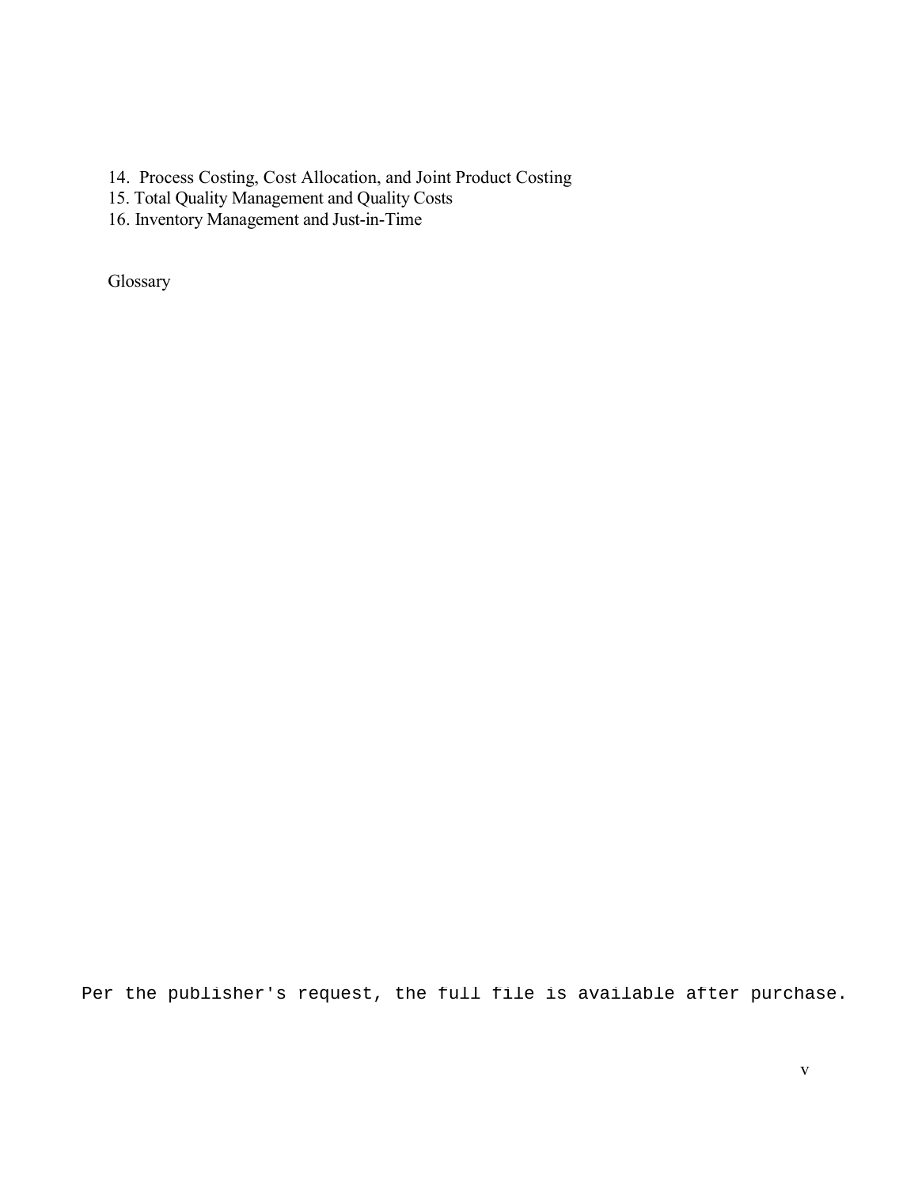14. Process Costing, Cost Allocation, and Joint Product Costing
15. Total Quality Management and Quality Costs
16. Inventory Management and Just-in-Time

Glossary

Per the publisher's request, the full file is available after purchase.